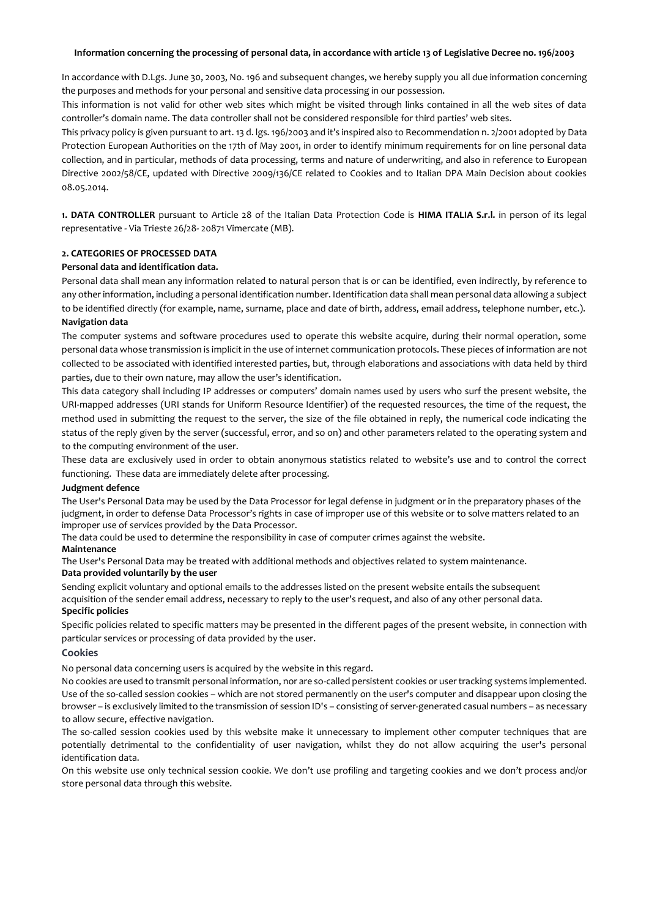**Information concerning the processing of personal data, in accordance with article 13 of Legislative Decree no. 196/2003**

In accordance with D.Lgs. June 30, 2003, No. 196 and subsequent changes, we hereby supply you all due information concerning the purposes and methods for your personal and sensitive data processing in our possession.

This information is not valid for other web sites which might be visited through links contained in all the web sites of data controller's domain name. The data controller shall not be considered responsible for third parties' web sites.

This privacy policy is given pursuant to art. 13 d. lgs. 196/2003 and it's inspired also to Recommendation n. 2/2001 adopted by Data Protection European Authorities on the 17th of May 2001, in order to identify minimum requirements for on line personal data collection, and in particular, methods of data processing, terms and nature of underwriting, and also in reference to European Directive 2002/58/CE, updated with Directive 2009/136/CE related to Cookies and to Italian DPA Main Decision about cookies 08.05.2014.

**1. DATA CONTROLLER** pursuant to Article 28 of the Italian Data Protection Code is **HIMA ITALIA S.r.l.** in person of its legal representative - Via Trieste 26/28- 20871 Vimercate (MB).

**2. CATEGORIES OF PROCESSED DATA**

**Personal data and identification data.**

Personal data shall mean any information related to natural person that is or can be identified, even indirectly, by reference to any other information, including a personal identification number. Identification data shall mean personal data allowing a subject to be identified directly (for example, name, surname, place and date of birth, address, email address, telephone number, etc.).

**Navigation data**

The computer systems and software procedures used to operate this website acquire, during their normal operation, some personal data whose transmission is implicit in the use of internet communication protocols. These pieces of information are not collected to be associated with identified interested parties, but, through elaborations and associations with data held by third parties, due to their own nature, may allow the user's identification.

This data category shall including IP addresses or computers' domain names used by users who surf the present website, the URI-mapped addresses (URI stands for Uniform Resource Identifier) of the requested resources, the time of the request, the method used in submitting the request to the server, the size of the file obtained in reply, the numerical code indicating the status of the reply given by the server (successful, error, and so on) and other parameters related to the operating system and to the computing environment of the user.

These data are exclusively used in order to obtain anonymous statistics related to website's use and to control the correct functioning. These data are immediately delete after processing.

**Judgment defence**

The User's Personal Data may be used by the Data Processor for legal defense in judgment or in the preparatory phases of the judgment, in order to defense Data Processor's rights in case of improper use of this website or to solve matters related to an improper use of services provided by the Data Processor.

The data could be used to determine the responsibility in case of computer crimes against the website.

**Maintenance**

The User's Personal Data may be treated with additional methods and objectives related to system maintenance.

**Data provided voluntarily by the user**

Sending explicit voluntary and optional emails to the addresses listed on the present website entails the subsequent acquisition of the sender email address, necessary to reply to the user's request, and also of any other personal data.

**Specific policies**

Specific policies related to specific matters may be presented in the different pages of the present website, in connection with particular services or processing of data provided by the user.

**Cookies**

No personal data concerning users is acquired by the website in this regard.

No cookies are used to transmit personal information, nor are so-called persistent cookies or user tracking systems implemented. Use of the so-called session cookies – which are not stored permanently on the user's computer and disappear upon closing the browser – is exclusively limited to the transmission of session ID's – consisting of server-generated casual numbers – as necessary to allow secure, effective navigation.

The so-called session cookies used by this website make it unnecessary to implement other computer techniques that are potentially detrimental to the confidentiality of user navigation, whilst they do not allow acquiring the user's personal identification data.

On this website use only technical session cookie. We don't use profiling and targeting cookies and we don't process and/or store personal data through this website.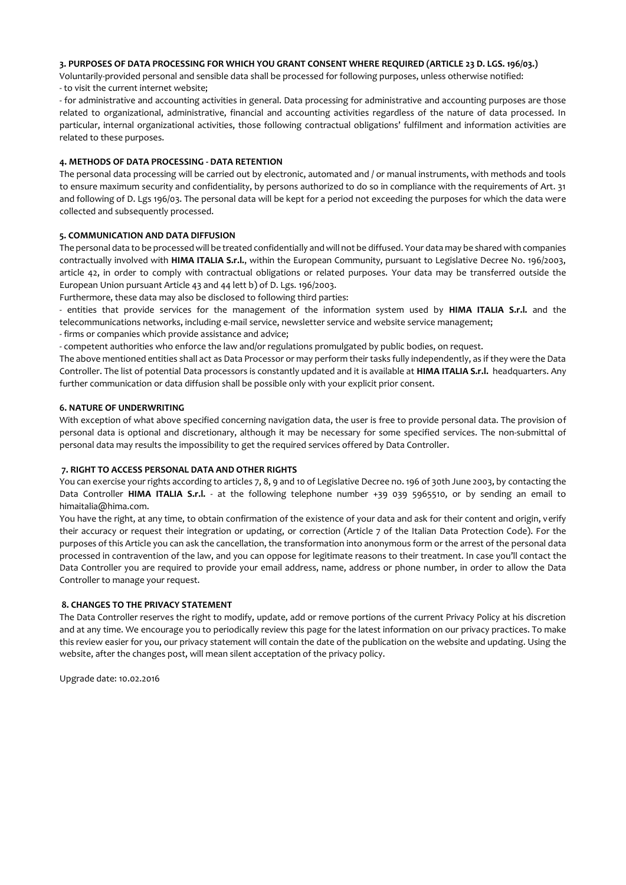### 3. PURPOSES OF DATA PROCESSING FOR WHICH YOU GRANT CONSENT WHERE REQUIRED (ARTICLE 23 D. LGS. 196/03.)

Voluntarily-provided personal and sensible data shall be processed for following purposes, unless otherwise notified:

- to visit the current internet website;
- for administrative and accounting activities in general. Data processing for administrative and accounting purposes are those related to organizational, administrative, financial and accounting activities regardless of the nature of data processed. In particular, internal organizational activities, those following contractual obligations' fulfilment and information activities are related to these purposes.

### 4. METHODS OF DATA PROCESSING - DATA RETENTION

The personal data processing will be carried out by electronic, automated and / or manual instruments, with methods and tools to ensure maximum security and confidentiality, by persons authorized to do so in compliance with the requirements of Art. 31 and following of D. Lgs 196/03. The personal data will be kept for a period not exceeding the purposes for which the data were collected and subsequently processed.

### 5. COMMUNICATION AND DATA DIFFUSION

The personal data to be processed will be treated confidentially and will not be diffused. Your data may be shared with companies contractually involved with **HIMA ITALIA S.r.l.**, within the European Community, pursuant to Legislative Decree No. 196/2003, article 42, in order to comply with contractual obligations or related purposes. Your data may be transferred outside the European Union pursuant Article 43 and 44 lett b) of D. Lgs. 196/2003.

Furthermore, these data may also be disclosed to following third parties:

- entities that provide services for the management of the information system used by **HIMA ITALIA S.r.l.** and the telecommunications networks, including e-mail service, newsletter service and website service management;
- firms or companies which provide assistance and advice;
- competent authorities who enforce the law and/or regulations promulgated by public bodies, on request.

The above mentioned entities shall act as Data Processor or may perform their tasks fully independently, as if they were the Data Controller. The list of potential Data processors is constantly updated and it is available at **HIMA ITALIA S.r.l.** headquarters. Any further communication or data diffusion shall be possible only with your explicit prior consent.

### 6. NATURE OF UNDERWRITING

With exception of what above specified concerning navigation data, the user is free to provide personal data. The provision of personal data is optional and discretionary, although it may be necessary for some specified services. The non-submittal of personal data may results the impossibility to get the required services offered by Data Controller.

### 7. RIGHT TO ACCESS PERSONAL DATA AND OTHER RIGHTS

You can exercise your rights according to articles 7, 8, 9 and 10 of Legislative Decree no. 196 of 30th June 2003, by contacting the Data Controller **HIMA ITALIA S.r.l.** - at the following telephone number +39 039 5965510, or by sending an email to himaitalia@hima.com.

You have the right, at any time, to obtain confirmation of the existence of your data and ask for their content and origin, verify their accuracy or request their integration or updating, or correction (Article 7 of the Italian Data Protection Code). For the purposes of this Article you can ask the cancellation, the transformation into anonymous form or the arrest of the personal data processed in contravention of the law, and you can oppose for legitimate reasons to their treatment. In case you'll contact the Data Controller you are required to provide your email address, name, address or phone number, in order to allow the Data Controller to manage your request.

### 8. CHANGES TO THE PRIVACY STATEMENT

The Data Controller reserves the right to modify, update, add or remove portions of the current Privacy Policy at his discretion and at any time. We encourage you to periodically review this page for the latest information on our privacy practices. To make this review easier for you, our privacy statement will contain the date of the publication on the website and updating. Using the website, after the changes post, will mean silent acceptation of the privacy policy.

Upgrade date: 10.02.2016